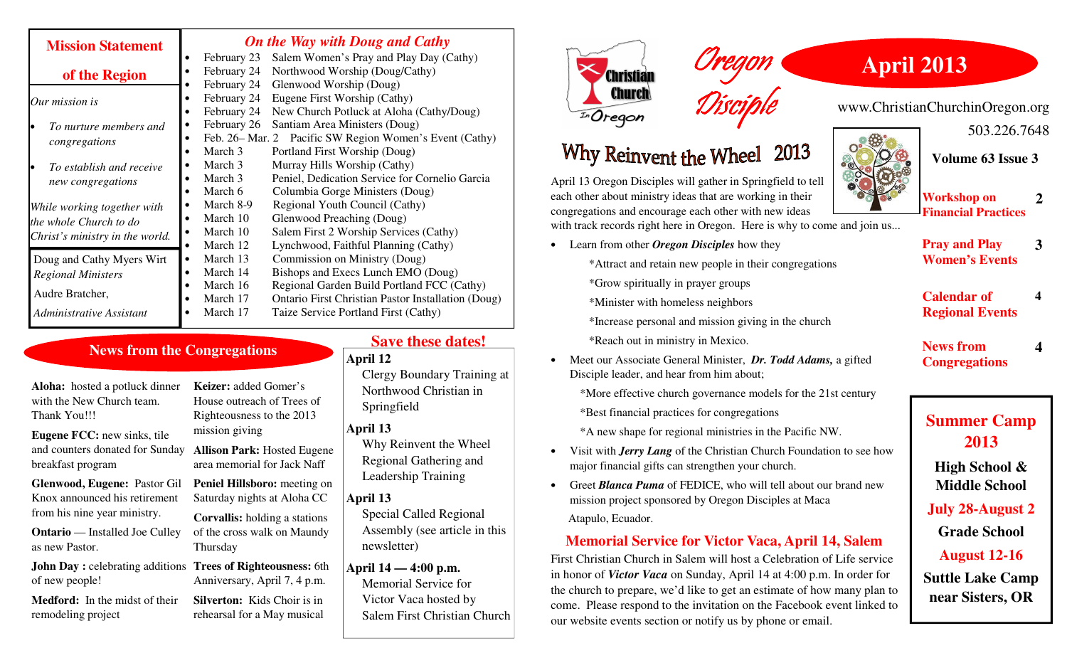# Oregon Disciple

## April 2013

www.ChristianChurchinOregon.org

503.226.7648

**Volume 63 Issue 3**

| | |
|---|---|
| Workshop on Financial Practices | 2 |
| Pray and Play Women's Events | 3 |
| Calendar of Regional Events | 4 |
| News from Congregations | 4 |

## Mission Statement of the Region

*Our mission is*

- *To nurture members and congregations*
- *To establish and receive new congregations*

*While working together with the whole Church to do Christ's ministry in the world.*

Doug and Cathy Myers Wirt
*Regional Ministers*

Audre Bratcher,
*Administrative Assistant*

## *On the Way with Doug and Cathy*

- February 23 Salem Women's Pray and Play Day (Cathy)
- February 24 Northwood Worship (Doug/Cathy)
- February 24 Glenwood Worship (Doug)
- February 24 Eugene First Worship (Cathy)
- February 24 New Church Potluck at Aloha (Cathy/Doug)
- February 26 Santiam Area Ministers (Doug)
- Feb. 26– Mar. 2 Pacific SW Region Women's Event (Cathy)
- March 3 Portland First Worship (Doug)
- March 3 Murray Hills Worship (Cathy)
- March 3 Peniel, Dedication Service for Cornelio Garcia
- March 6 Columbia Gorge Ministers (Doug)
- March 8-9 Regional Youth Council (Cathy)
- March 10 Glenwood Preaching (Doug)
- March 10 Salem First 2 Worship Services (Cathy)
- March 12 Lynchwood, Faithful Planning (Cathy)
- March 13 Commission on Ministry (Doug)
- March 14 Bishops and Execs Lunch EMO (Doug)
- March 16 Regional Garden Build Portland FCC (Cathy)
- March 17 Ontario First Christian Pastor Installation (Doug)
- March 17 Taize Service Portland First (Cathy)

## News from the Congregations

**Aloha:** hosted a potluck dinner with the New Church team. Thank You!!!

**Eugene FCC:** new sinks, tile and counters donated for Sunday breakfast program

**Glenwood, Eugene:** Pastor Gil Knox announced his retirement from his nine year ministry.

**Ontario** — Installed Joe Culley as new Pastor.

**John Day :** celebrating additions of new people!

**Medford:** In the midst of their remodeling project

**Keizer:** added Gomer's House outreach of Trees of Righteousness to the 2013 mission giving

**Allison Park:** Hosted Eugene area memorial for Jack Naff

**Peniel Hillsboro:** meeting on Saturday nights at Aloha CC

**Corvallis:** holding a stations of the cross walk on Maundy Thursday

**Trees of Righteousness:** 6th Anniversary, April 7, 4 p.m.

**Silverton:** Kids Choir is in rehearsal for a May musical

## Save these dates!

**April 12**
Clergy Boundary Training at Northwood Christian in Springfield

**April 13**
Why Reinvent the Wheel Regional Gathering and Leadership Training

**April 13**
Special Called Regional Assembly (see article in this newsletter)

**April 14 — 4:00 p.m.**
Memorial Service for Victor Vaca hosted by Salem First Christian Church

## Why Reinvent the Wheel 2013

April 13 Oregon Disciples will gather in Springfield to tell each other about ministry ideas that are working in their congregations and encourage each other with new ideas with track records right here in Oregon. Here is why to come and join us...

- Learn from other ***Oregon Disciples*** how they
  - *Attract and retain new people in their congregations
  - *Grow spiritually in prayer groups
  - *Minister with homeless neighbors
  - *Increase personal and mission giving in the church
  - *Reach out in ministry in Mexico.
- Meet our Associate General Minister, ***Dr. Todd Adams,*** a gifted Disciple leader, and hear from him about;
  - *More effective church governance models for the 21st century
  - *Best financial practices for congregations
  - *A new shape for regional ministries in the Pacific NW.
- Visit with ***Jerry Lang*** of the Christian Church Foundation to see how major financial gifts can strengthen your church.
- Greet ***Blanca Puma*** of FEDICE, who will tell about our brand new mission project sponsored by Oregon Disciples at Maca Atapulo, Ecuador.

## Memorial Service for Victor Vaca, April 14, Salem

First Christian Church in Salem will host a Celebration of Life service in honor of ***Victor Vaca*** on Sunday, April 14 at 4:00 p.m. In order for the church to prepare, we'd like to get an estimate of how many plan to come. Please respond to the invitation on the Facebook event linked to our website events section or notify us by phone or email.

## Summer Camp 2013

**High School & Middle School**

**July 28-August 2**

**Grade School**

**August 12-16**

**Suttle Lake Camp near Sisters, OR**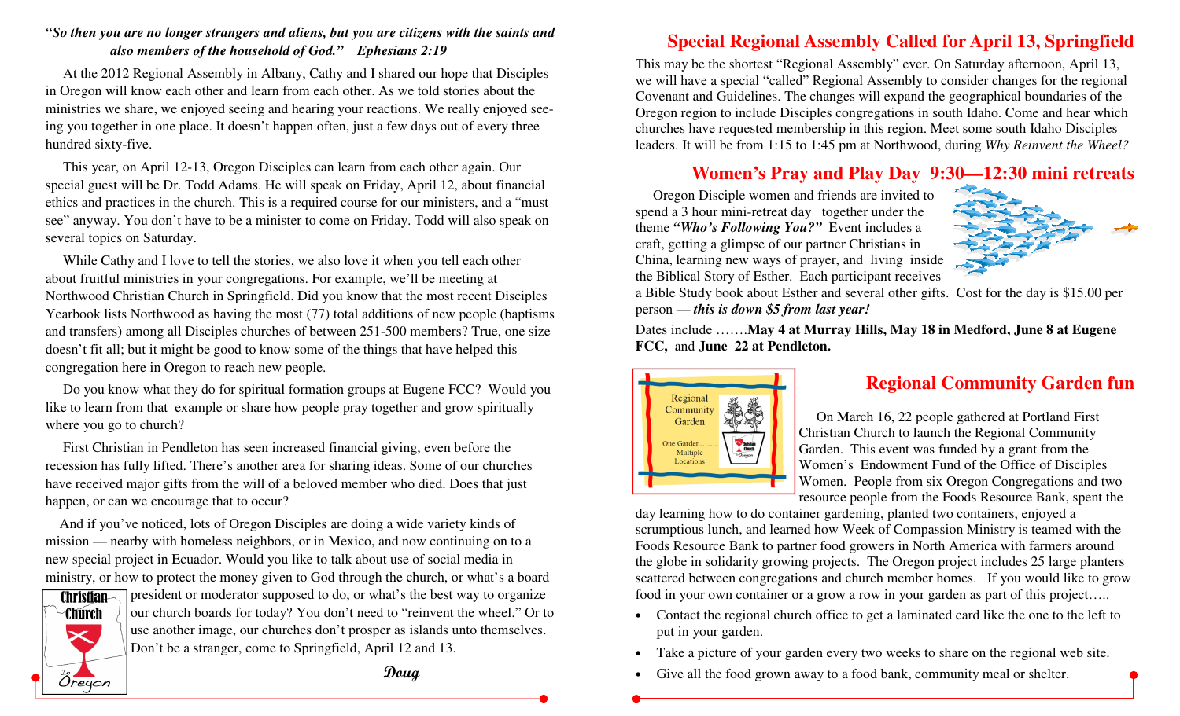*"So then you are no longer strangers and aliens, but you are citizens with the saints and also members of the household of God." Ephesians 2:19*

At the 2012 Regional Assembly in Albany, Cathy and I shared our hope that Disciples in Oregon will know each other and learn from each other. As we told stories about the ministries we share, we enjoyed seeing and hearing your reactions. We really enjoyed seeing you together in one place. It doesn't happen often, just a few days out of every three hundred sixty-five.

This year, on April 12-13, Oregon Disciples can learn from each other again. Our special guest will be Dr. Todd Adams. He will speak on Friday, April 12, about financial ethics and practices in the church. This is a required course for our ministers, and a "must see" anyway. You don't have to be a minister to come on Friday. Todd will also speak on several topics on Saturday.

While Cathy and I love to tell the stories, we also love it when you tell each other about fruitful ministries in your congregations. For example, we'll be meeting at Northwood Christian Church in Springfield. Did you know that the most recent Disciples Yearbook lists Northwood as having the most (77) total additions of new people (baptisms and transfers) among all Disciples churches of between 251-500 members? True, one size doesn't fit all; but it might be good to know some of the things that have helped this congregation here in Oregon to reach new people.

Do you know what they do for spiritual formation groups at Eugene FCC? Would you like to learn from that example or share how people pray together and grow spiritually where you go to church?

First Christian in Pendleton has seen increased financial giving, even before the recession has fully lifted. There's another area for sharing ideas. Some of our churches have received major gifts from the will of a beloved member who died. Does that just happen, or can we encourage that to occur?

And if you've noticed, lots of Oregon Disciples are doing a wide variety kinds of mission — nearby with homeless neighbors, or in Mexico, and now continuing on to a new special project in Ecuador. Would you like to talk about use of social media in ministry, or how to protect the money given to God through the church, or what's a board president or moderator supposed to do, or what's the best way to organize our church boards for today? You don't need to "reinvent the wheel." Or to use another image, our churches don't prosper as islands unto themselves. Don't be a stranger, come to Springfield, April 12 and 13.

Christian Church In Oregon

*Doug*

## Special Regional Assembly Called for April 13, Springfield

This may be the shortest "Regional Assembly" ever. On Saturday afternoon, April 13, we will have a special "called" Regional Assembly to consider changes for the regional Covenant and Guidelines. The changes will expand the geographical boundaries of the Oregon region to include Disciples congregations in south Idaho. Come and hear which churches have requested membership in this region. Meet some south Idaho Disciples leaders. It will be from 1:15 to 1:45 pm at Northwood, during *Why Reinvent the Wheel?*

## Women's Pray and Play Day 9:30—12:30 mini retreats

Oregon Disciple women and friends are invited to spend a 3 hour mini-retreat day together under the theme ***"Who's Following You?"*** Event includes a craft, getting a glimpse of our partner Christians in China, learning new ways of prayer, and living inside the Biblical Story of Esther. Each participant receives a Bible Study book about Esther and several other gifts. Cost for the day is $15.00 per person — ***this is down $5 from last year!***

Dates include …….**May 4 at Murray Hills, May 18 in Medford, June 8 at Eugene FCC,** and **June 22 at Pendleton.**

## Regional Community Garden fun

Regional Community Garden

One Garden……. Multiple Locations

On March 16, 22 people gathered at Portland First Christian Church to launch the Regional Community Garden. This event was funded by a grant from the Women's Endowment Fund of the Office of Disciples Women. People from six Oregon Congregations and two resource people from the Foods Resource Bank, spent the day learning how to do container gardening, planted two containers, enjoyed a scrumptious lunch, and learned how Week of Compassion Ministry is teamed with the Foods Resource Bank to partner food growers in North America with farmers around the globe in solidarity growing projects. The Oregon project includes 25 large planters scattered between congregations and church member homes. If you would like to grow food in your own container or a grow a row in your garden as part of this project…..

- Contact the regional church office to get a laminated card like the one to the left to put in your garden.
- Take a picture of your garden every two weeks to share on the regional web site.
- Give all the food grown away to a food bank, community meal or shelter.